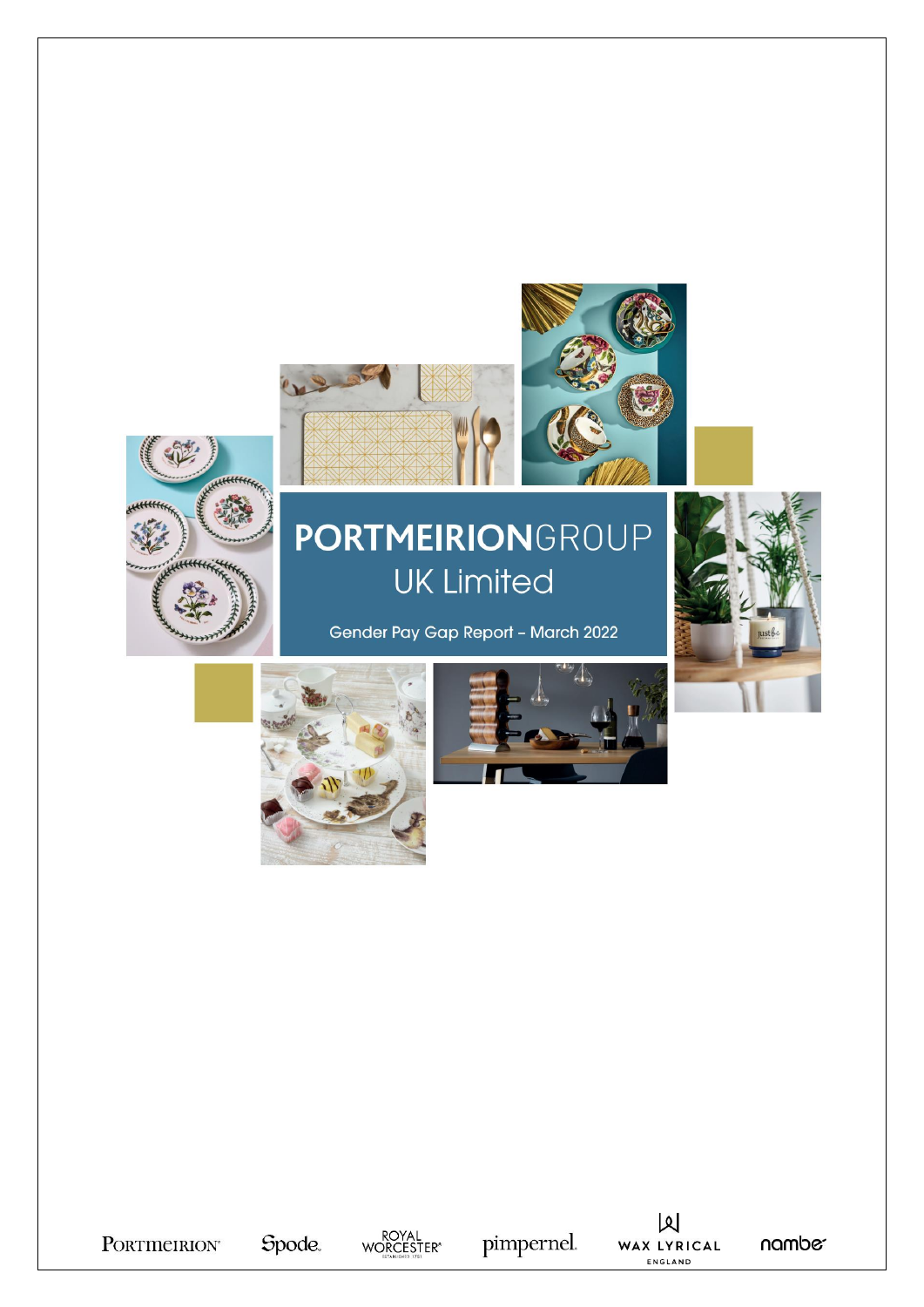# PORTMEIRIONGROUP UK Limited

Gender Pay Gap Report – March 2022

PORTMEIRION Spode ROYAL WORCESTER pimpernel WAX LYRICAL ENGLAND nambe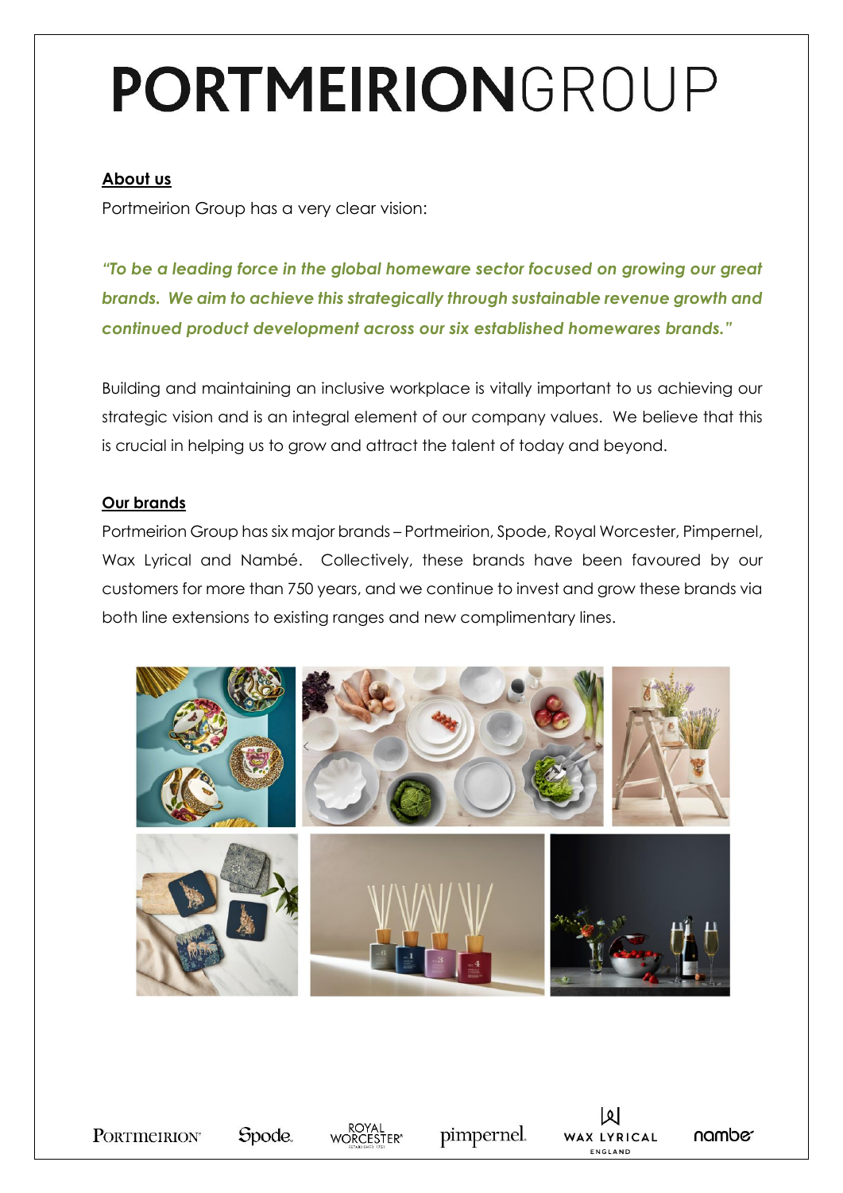# PORTMEIRIONGROUP

**About us**

Portmeirion Group has a very clear vision:

***"To be a leading force in the global homeware sector focused on growing our great brands. We aim to achieve this strategically through sustainable revenue growth and continued product development across our six established homewares brands."***

Building and maintaining an inclusive workplace is vitally important to us achieving our strategic vision and is an integral element of our company values. We believe that this is crucial in helping us to grow and attract the talent of today and beyond.

**Our brands**

Portmeirion Group has six major brands – Portmeirion, Spode, Royal Worcester, Pimpernel, Wax Lyrical and Nambé. Collectively, these brands have been favoured by our customers for more than 750 years, and we continue to invest and grow these brands via both line extensions to existing ranges and new complimentary lines.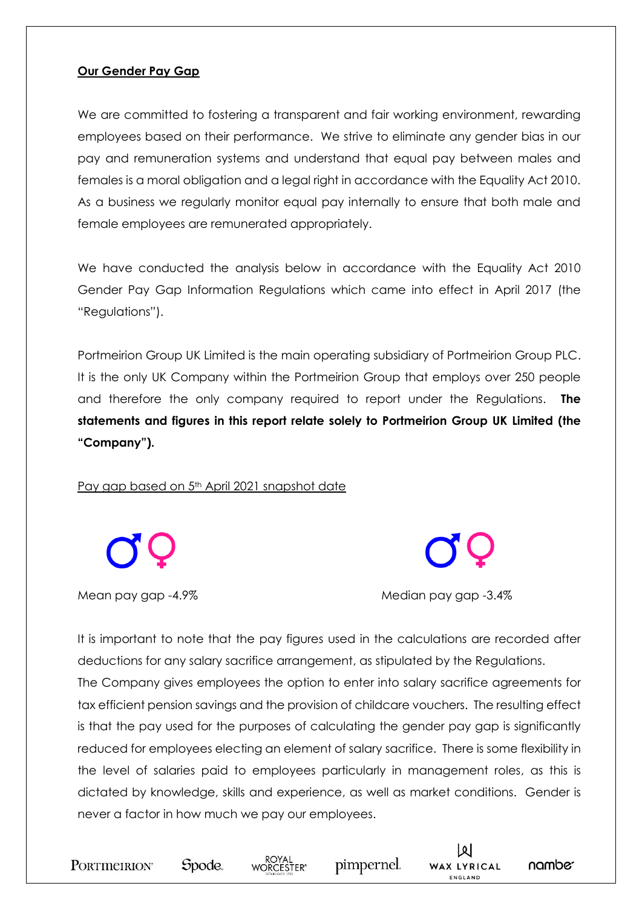## Our Gender Pay Gap

We are committed to fostering a transparent and fair working environment, rewarding employees based on their performance. We strive to eliminate any gender bias in our pay and remuneration systems and understand that equal pay between males and females is a moral obligation and a legal right in accordance with the Equality Act 2010. As a business we regularly monitor equal pay internally to ensure that both male and female employees are remunerated appropriately.

We have conducted the analysis below in accordance with the Equality Act 2010 Gender Pay Gap Information Regulations which came into effect in April 2017 (the "Regulations").

Portmeirion Group UK Limited is the main operating subsidiary of Portmeirion Group PLC. It is the only UK Company within the Portmeirion Group that employs over 250 people and therefore the only company required to report under the Regulations. **The statements and figures in this report relate solely to Portmeirion Group UK Limited (the "Company").**

Pay gap based on 5th April 2021 snapshot date

♂♀ Mean pay gap -4.9%

♂♀ Median pay gap -3.4%

It is important to note that the pay figures used in the calculations are recorded after deductions for any salary sacrifice arrangement, as stipulated by the Regulations.

The Company gives employees the option to enter into salary sacrifice agreements for tax efficient pension savings and the provision of childcare vouchers. The resulting effect is that the pay used for the purposes of calculating the gender pay gap is significantly reduced for employees electing an element of salary sacrifice. There is some flexibility in the level of salaries paid to employees particularly in management roles, as this is dictated by knowledge, skills and experience, as well as market conditions. Gender is never a factor in how much we pay our employees.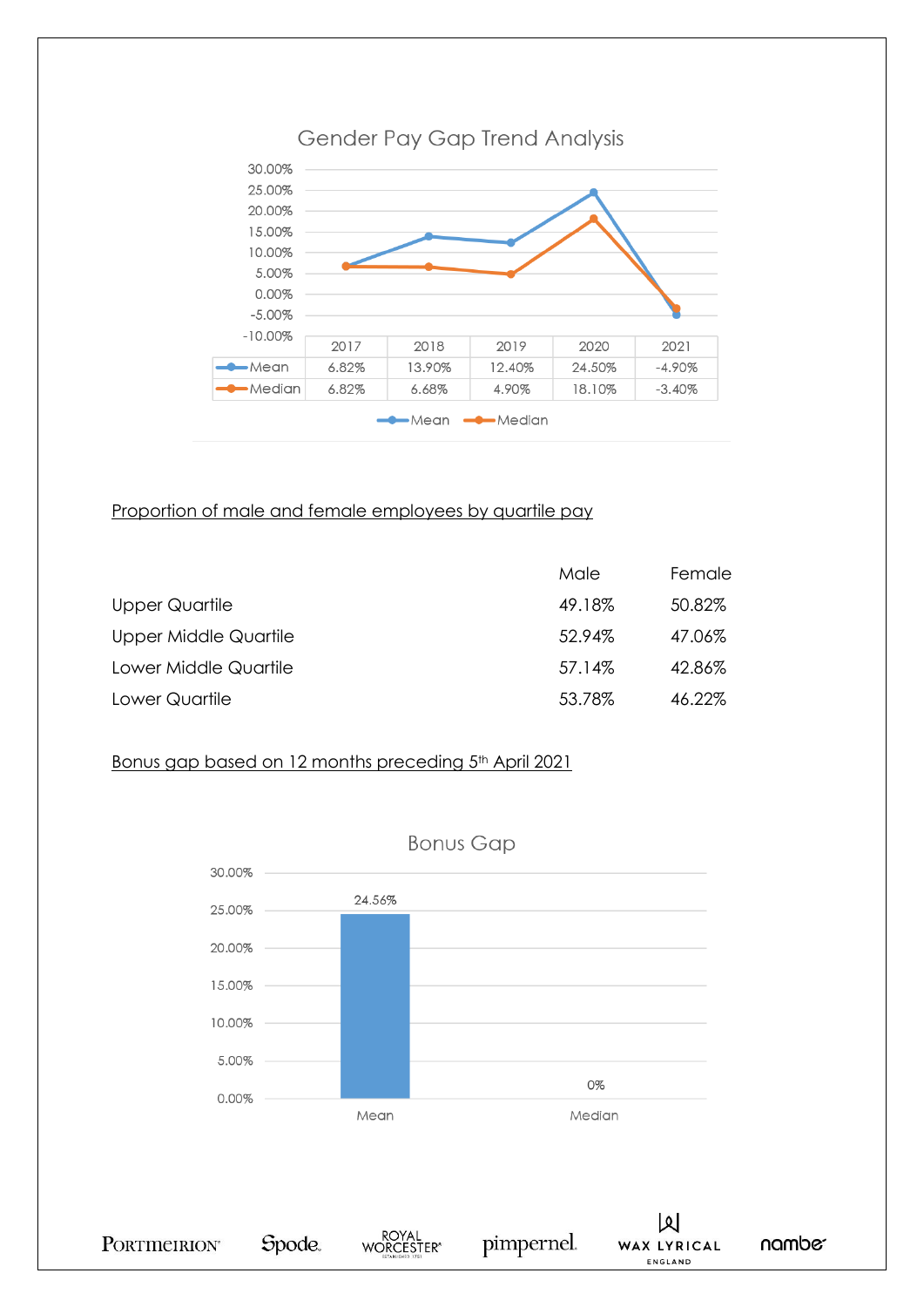## Gender Pay Gap Trend Analysis

| | 2017 | 2018 | 2019 | 2020 | 2021 |
|---|---|---|---|---|---|
| Mean | 6.82% | 13.90% | 12.40% | 24.50% | -4.90% |
| Median | 6.82% | 6.68% | 4.90% | 18.10% | -3.40% |

<u>Proportion of male and female employees by quartile pay</u>

| | Male | Female |
|---|---|---|
| Upper Quartile | 49.18% | 50.82% |
| Upper Middle Quartile | 52.94% | 47.06% |
| Lower Middle Quartile | 57.14% | 42.86% |
| Lower Quartile | 53.78% | 46.22% |

<u>Bonus gap based on 12 months preceding 5th April 2021</u>

## Bonus Gap

| Mean | Median |
|---|---|
| 24.56% | 0% |

PORTMEIRION Spode ROYAL WORCESTER pimpernel WAX LYRICAL ENGLAND nambe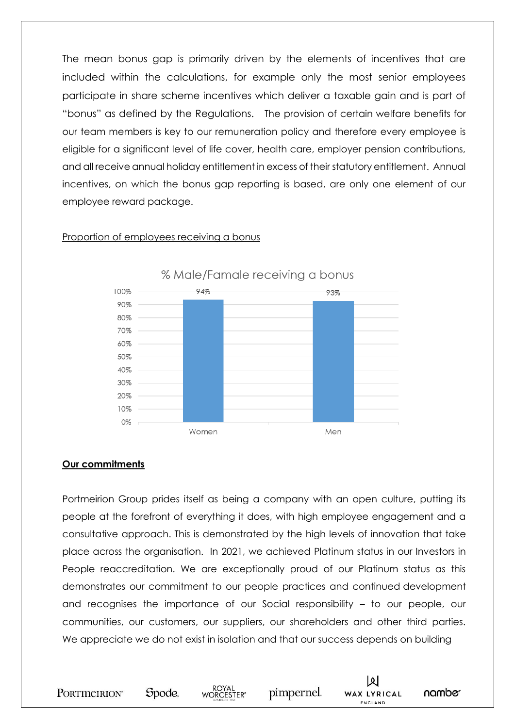The mean bonus gap is primarily driven by the elements of incentives that are included within the calculations, for example only the most senior employees participate in share scheme incentives which deliver a taxable gain and is part of "bonus" as defined by the Regulations. The provision of certain welfare benefits for our team members is key to our remuneration policy and therefore every employee is eligible for a significant level of life cover, health care, employer pension contributions, and all receive annual holiday entitlement in excess of their statutory entitlement. Annual incentives, on which the bonus gap reporting is based, are only one element of our employee reward package.

Proportion of employees receiving a bonus

% Male/Famale receiving a bonus

| | % receiving a bonus |
|---|---|
| Women | 94% |
| Men | 93% |

## Our commitments

Portmeirion Group prides itself as being a company with an open culture, putting its people at the forefront of everything it does, with high employee engagement and a consultative approach. This is demonstrated by the high levels of innovation that take place across the organisation. In 2021, we achieved Platinum status in our Investors in People reaccreditation. We are exceptionally proud of our Platinum status as this demonstrates our commitment to our people practices and continued development and recognises the importance of our Social responsibility – to our people, our communities, our customers, our suppliers, our shareholders and other third parties. We appreciate we do not exist in isolation and that our success depends on building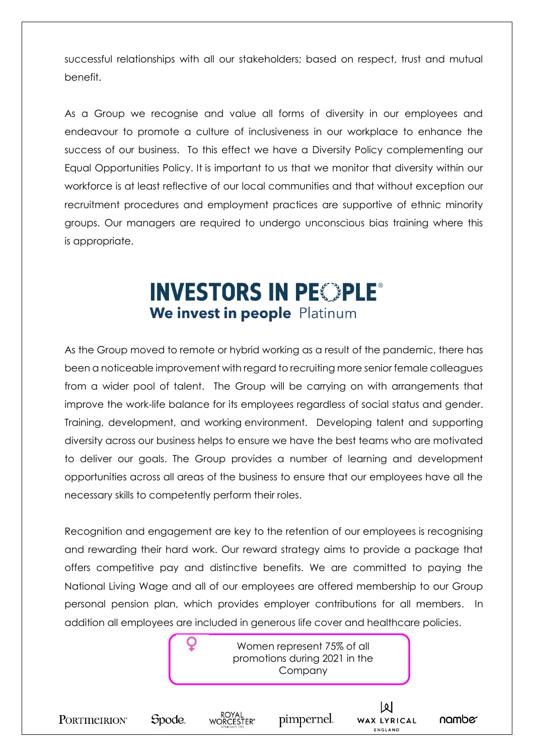successful relationships with all our stakeholders; based on respect, trust and mutual benefit.

As a Group we recognise and value all forms of diversity in our employees and endeavour to promote a culture of inclusiveness in our workplace to enhance the success of our business. To this effect we have a Diversity Policy complementing our Equal Opportunities Policy. It is important to us that we monitor that diversity within our workforce is at least reflective of our local communities and that without exception our recruitment procedures and employment practices are supportive of ethnic minority groups. Our managers are required to undergo unconscious bias training where this is appropriate.

**INVESTORS IN PEOPLE®**
**We invest in people** Platinum

As the Group moved to remote or hybrid working as a result of the pandemic, there has been a noticeable improvement with regard to recruiting more senior female colleagues from a wider pool of talent. The Group will be carrying on with arrangements that improve the work-life balance for its employees regardless of social status and gender. Training, development, and working environment. Developing talent and supporting diversity across our business helps to ensure we have the best teams who are motivated to deliver our goals. The Group provides a number of learning and development opportunities across all areas of the business to ensure that our employees have all the necessary skills to competently perform their roles.

Recognition and engagement are key to the retention of our employees is recognising and rewarding their hard work. Our reward strategy aims to provide a package that offers competitive pay and distinctive benefits. We are committed to paying the National Living Wage and all of our employees are offered membership to our Group personal pension plan, which provides employer contributions for all members. In addition all employees are included in generous life cover and healthcare policies.

> ♀ Women represent 75% of all promotions during 2021 in the Company

PORTMEIRION · Spode · ROYAL WORCESTER · pimpernel · WAX LYRICAL ENGLAND · nambe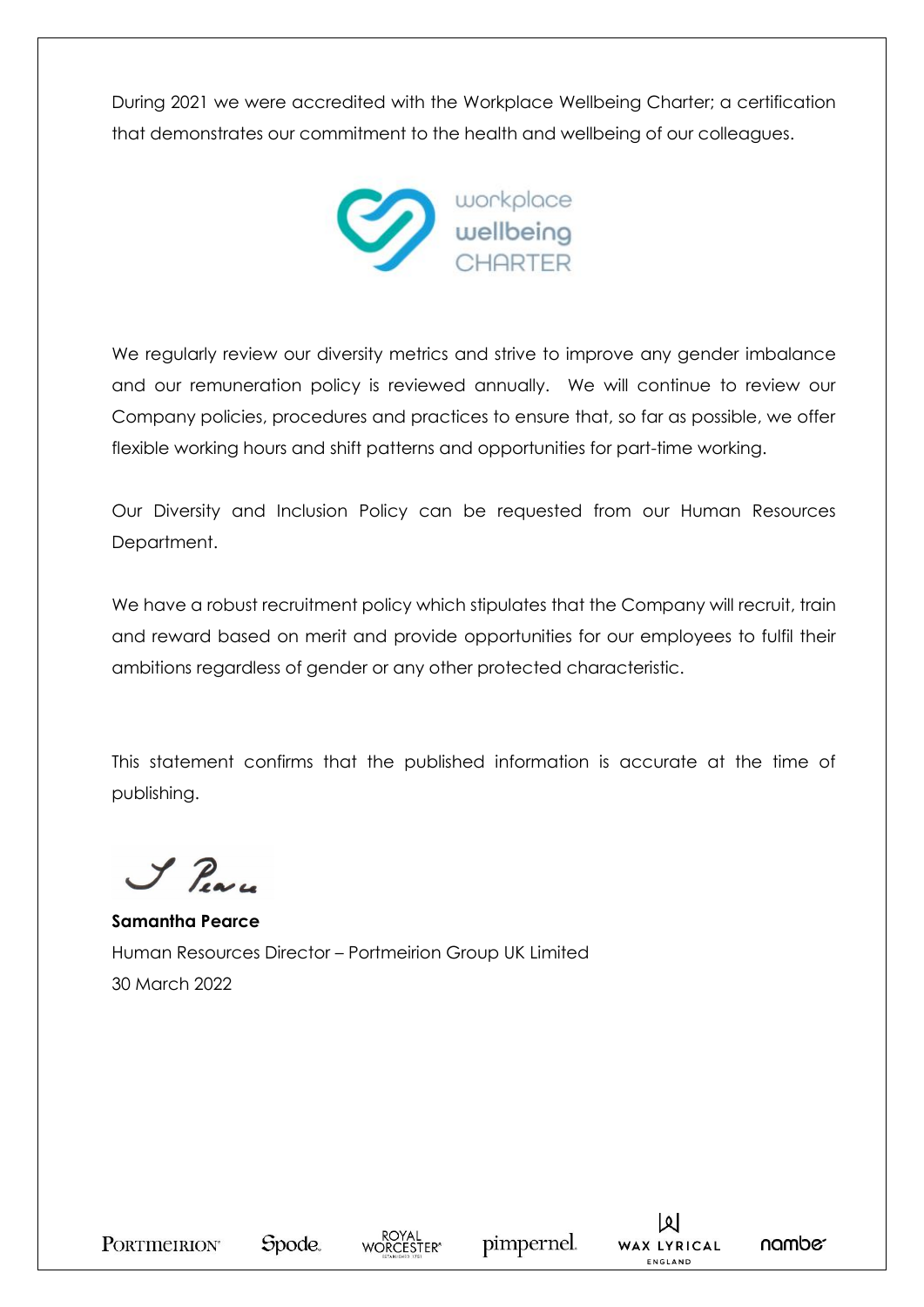During 2021 we were accredited with the Workplace Wellbeing Charter; a certification that demonstrates our commitment to the health and wellbeing of our colleagues.

We regularly review our diversity metrics and strive to improve any gender imbalance and our remuneration policy is reviewed annually. We will continue to review our Company policies, procedures and practices to ensure that, so far as possible, we offer flexible working hours and shift patterns and opportunities for part-time working.

Our Diversity and Inclusion Policy can be requested from our Human Resources Department.

We have a robust recruitment policy which stipulates that the Company will recruit, train and reward based on merit and provide opportunities for our employees to fulfil their ambitions regardless of gender or any other protected characteristic.

This statement confirms that the published information is accurate at the time of publishing.

**Samantha Pearce**
Human Resources Director – Portmeirion Group UK Limited
30 March 2022